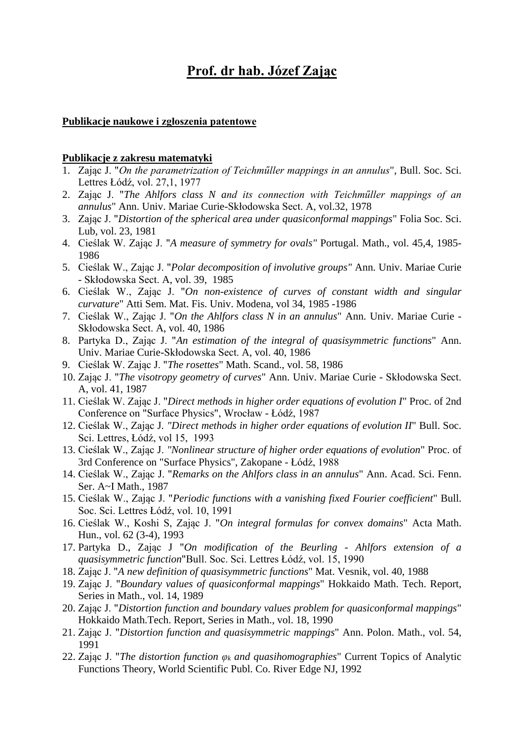# Prof. dr hab. Józef Zając

## Publikacje naukowe i zgłoszenia patentowe

### Publikacje z zakresu matematyki

1. Zając J. "*On the parametrization of Teichműller mappings in an annulus*", Bull. Soc. Sci. Lettres Łódź, vol. 27,1, 1977
2. Zając J. "*The Ahlfors class N and its connection with Teichműller mappings of an annulus*" Ann. Univ. Mariae Curie-Skłodowska Sect. A, vol.32, 1978
3. Zając J. "*Distortion of the spherical area under quasiconformal mappings*" Folia Soc. Sci. Lub, vol. 23, 1981
4. Cieślak W. Zając J. "*A measure of symmetry for ovals"* Portugal. Math., vol. 45,4, 1985-1986
5. Cieślak W., Zając J. "*Polar decomposition of involutive groups"* Ann. Univ. Mariae Curie - Skłodowska Sect. A, vol. 39, 1985
6. Cieślak W., Zając J. "*On non-existence of curves of constant width and singular curvature*" Atti Sem. Mat. Fis. Univ. Modena, vol 34, 1985 -1986
7. Cieślak W., Zając J. "*On the Ahlfors class N in an annulus*" Ann. Univ. Mariae Curie - Skłodowska Sect. A, vol. 40, 1986
8. Partyka D., Zając J. "*An estimation of the integral of quasisymmetric functions*" Ann. Univ. Mariae Curie-Skłodowska Sect. A, vol. 40, 1986
9. Cieślak W. Zając J. "*The rosettes*" Math. Scand., vol. 58, 1986
10. Zając J. "*The visotropy geometry of curves*" Ann. Univ. Mariae Curie - Skłodowska Sect. A, vol. 41, 1987
11. Cieślak W. Zając J. "*Direct methods in higher order equations of evolution I*" Proc. of 2nd Conference on "Surface Physics", Wrocław - Łódź, 1987
12. Cieślak W., Zając J. *"Direct methods in higher order equations of evolution II*" Bull. Soc. Sci. Lettres, Łódź, vol 15, 1993
13. Cieślak W., Zając J. *"Nonlinear structure of higher order equations of evolution*" Proc. of 3rd Conference on "Surface Physics", Zakopane - Łódź, 1988
14. Cieślak W., Zając J. "*Remarks on the Ahlfors class in an annulus*" Ann. Acad. Sci. Fenn. Ser. A~I Math., 1987
15. Cieślak W., Zając J. "*Periodic functions with a vanishing fixed Fourier coefficient*" Bull. Soc. Sci. Lettres Łódź, vol. 10, 1991
16. Cieślak W., Koshi S, Zając J. "*On integral formulas for convex domains*" Acta Math. Hun., vol. 62 (3-4), 1993
17. Partyka D., Zając J "*On modification of the Beurling - Ahlfors extension of a quasisymmetric function*"Bull. Soc. Sci. Lettres Łódź, vol. 15, 1990
18. Zając J. "*A new definition of quasisymmetric functions*" Mat. Vesnik, vol. 40, 1988
19. Zając J. "*Boundary values of quasiconformal mappings*" Hokkaido Math. Tech. Report, Series in Math., vol. 14, 1989
20. Zając J. "*Distortion function and boundary values problem for quasiconformal mappings*" Hokkaido Math.Tech. Report, Series in Math., vol. 18, 1990
21. Zając J. "*Distortion function and quasisymmetric mappings*" Ann. Polon. Math., vol. 54, 1991
22. Zając J. "*The distortion function $\varphi_k$ and quasihomographies*" Current Topics of Analytic Functions Theory, World Scientific Publ. Co. River Edge NJ, 1992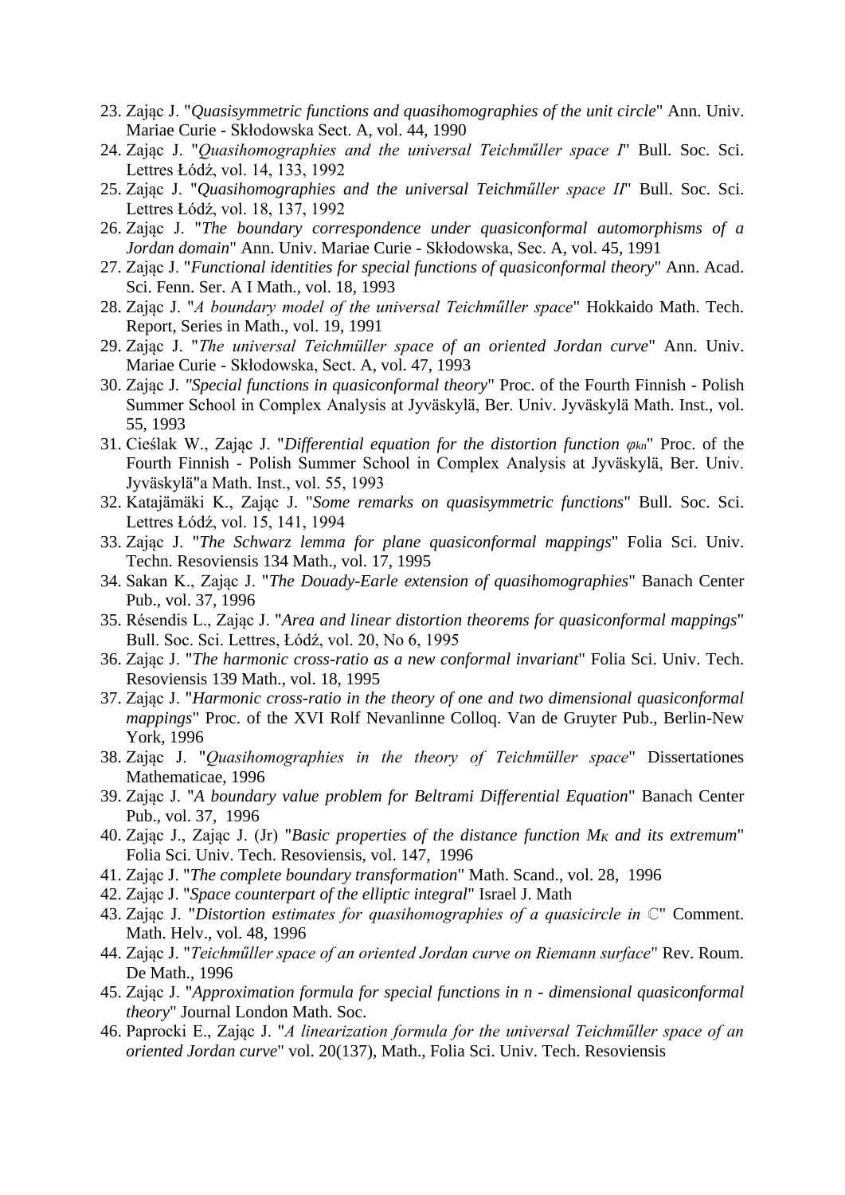23. Zając J. "*Quasisymmetric functions and quasihomographies of the unit circle*" Ann. Univ. Mariae Curie - Skłodowska Sect. A, vol. 44, 1990
24. Zając J. "*Quasihomographies and the universal Teichműller space I*" Bull. Soc. Sci. Lettres Łódź, vol. 14, 133, 1992
25. Zając J. "*Quasihomographies and the universal Teichműller space II*" Bull. Soc. Sci. Lettres Łódź, vol. 18, 137, 1992
26. Zając J. "*The boundary correspondence under quasiconformal automorphisms of a Jordan domain*" Ann. Univ. Mariae Curie - Skłodowska, Sec. A, vol. 45, 1991
27. Zając J. "*Functional identities for special functions of quasiconformal theory*" Ann. Acad. Sci. Fenn. Ser. A I Math., vol. 18, 1993
28. Zając J. "*A boundary model of the universal Teichműller space*" Hokkaido Math. Tech. Report, Series in Math., vol. 19, 1991
29. Zając J. "*The universal Teichmüller space of an oriented Jordan curve*" Ann. Univ. Mariae Curie - Skłodowska, Sect. A, vol. 47, 1993
30. Zając J. *"Special functions in quasiconformal theory*" Proc. of the Fourth Finnish - Polish Summer School in Complex Analysis at Jyväskylä, Ber. Univ. Jyväskylä Math. Inst., vol. 55, 1993
31. Cieślak W., Zając J. "*Differential equation for the distortion function* $\varphi_{kn}$" Proc. of the Fourth Finnish - Polish Summer School in Complex Analysis at Jyväskylä, Ber. Univ. Jyväskylä"a Math. Inst., vol. 55, 1993
32. Katajämäki K., Zając J. "*Some remarks on quasisymmetric functions*" Bull. Soc. Sci. Lettres Łódź, vol. 15, 141, 1994
33. Zając J. "*The Schwarz lemma for plane quasiconformal mappings*" Folia Sci. Univ. Techn. Resoviensis 134 Math., vol. 17, 1995
34. Sakan K., Zając J. "*The Douady-Earle extension of quasihomographies*" Banach Center Pub., vol. 37, 1996
35. Résendis L., Zając J. "*Area and linear distortion theorems for quasiconformal mappings*" Bull. Soc. Sci. Lettres, Łódź, vol. 20, No 6, 1995
36. Zając J. "*The harmonic cross-ratio as a new conformal invariant*" Folia Sci. Univ. Tech. Resoviensis 139 Math., vol. 18, 1995
37. Zając J. "*Harmonic cross-ratio in the theory of one and two dimensional quasiconformal mappings*" Proc. of the XVI Rolf Nevanlinne Colloq. Van de Gruyter Pub., Berlin-New York, 1996
38. Zając J. "*Quasihomographies in the theory of Teichmüller space*" Dissertationes Mathematicae, 1996
39. Zając J. "*A boundary value problem for Beltrami Differential Equation*" Banach Center Pub., vol. 37, 1996
40. Zając J., Zając J. (Jr) "*Basic properties of the distance function* $M_K$ *and its extremum*" Folia Sci. Univ. Tech. Resoviensis, vol. 147, 1996
41. Zając J. "*The complete boundary transformation*" Math. Scand., vol. 28, 1996
42. Zając J. "*Space counterpart of the elliptic integral*" Israel J. Math
43. Zając J. "*Distortion estimates for quasihomographies of a quasicircle in* $\mathbb{C}$" Comment. Math. Helv., vol. 48, 1996
44. Zając J. "*Teichműller space of an oriented Jordan curve on Riemann surface*" Rev. Roum. De Math., 1996
45. Zając J. "*Approximation formula for special functions in n - dimensional quasiconformal theory*" Journal London Math. Soc.
46. Paprocki E., Zając J. "*A linearization formula for the universal Teichműller space of an oriented Jordan curve*" vol. 20(137), Math., Folia Sci. Univ. Tech. Resoviensis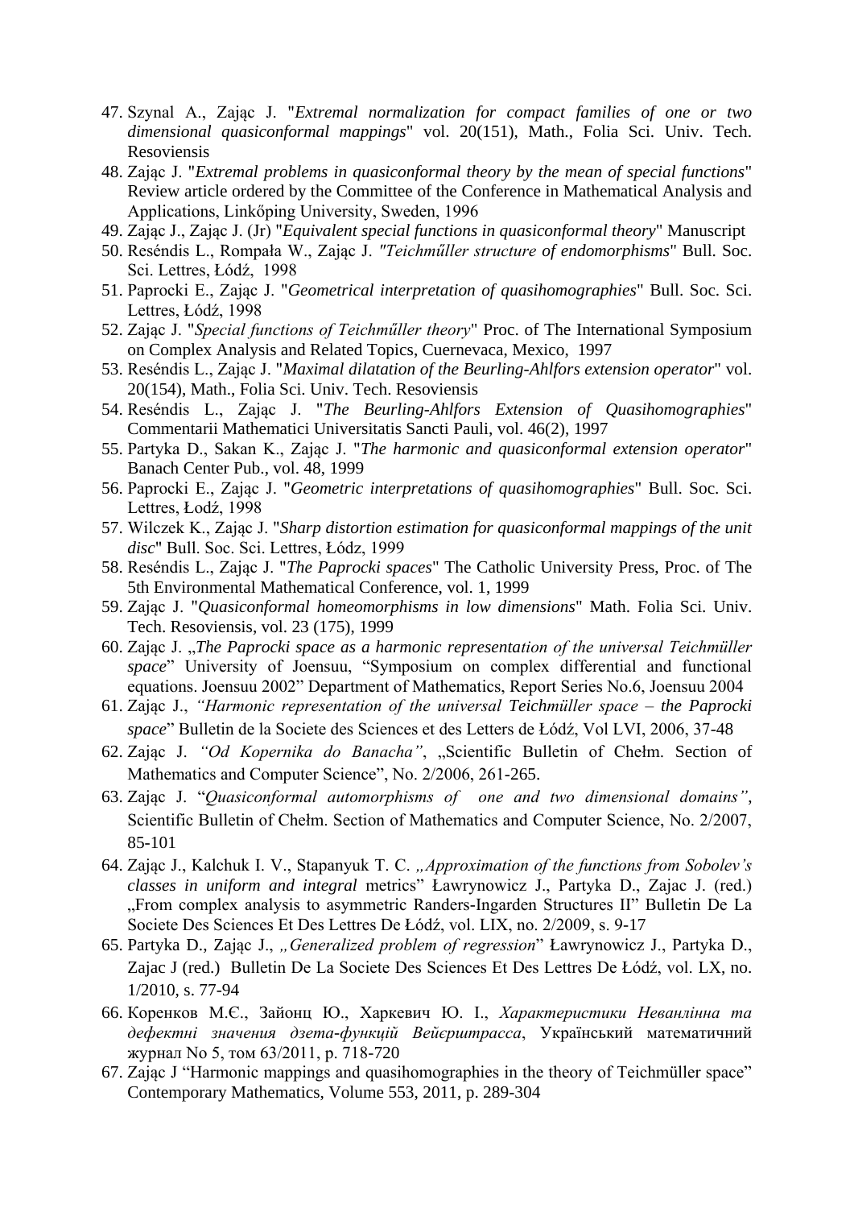47. Szynal A., Zając J. "*Extremal normalization for compact families of one or two dimensional quasiconformal mappings*" vol. 20(151), Math., Folia Sci. Univ. Tech. Resoviensis
48. Zając J. "*Extremal problems in quasiconformal theory by the mean of special functions*" Review article ordered by the Committee of the Conference in Mathematical Analysis and Applications, Linkőping University, Sweden, 1996
49. Zając J., Zając J. (Jr) "*Equivalent special functions in quasiconformal theory*" Manuscript
50. Reséndis L., Rompała W., Zając J. *"Teichműller structure of endomorphisms*" Bull. Soc. Sci. Lettres, Łódź, 1998
51. Paprocki E., Zając J. "*Geometrical interpretation of quasihomographies*" Bull. Soc. Sci. Lettres, Łódź, 1998
52. Zając J. "*Special functions of Teichműller theory*" Proc. of The International Symposium on Complex Analysis and Related Topics, Cuernevaca, Mexico, 1997
53. Reséndis L., Zając J. "*Maximal dilatation of the Beurling-Ahlfors extension operator*" vol. 20(154), Math., Folia Sci. Univ. Tech. Resoviensis
54. Reséndis L., Zając J. "*The Beurling-Ahlfors Extension of Quasihomographies*" Commentarii Mathematici Universitatis Sancti Pauli, vol. 46(2), 1997
55. Partyka D., Sakan K., Zając J. "*The harmonic and quasiconformal extension operator*" Banach Center Pub., vol. 48, 1999
56. Paprocki E., Zając J. "*Geometric interpretations of quasihomographies*" Bull. Soc. Sci. Lettres, Łodź, 1998
57. Wilczek K., Zając J. "*Sharp distortion estimation for quasiconformal mappings of the unit disc*" Bull. Soc. Sci. Lettres, Łódz, 1999
58. Reséndis L., Zając J. "*The Paprocki spaces*" The Catholic University Press, Proc. of The 5th Environmental Mathematical Conference, vol. 1, 1999
59. Zając J. "*Quasiconformal homeomorphisms in low dimensions*" Math. Folia Sci. Univ. Tech. Resoviensis, vol. 23 (175), 1999
60. Zając J. „*The Paprocki space as a harmonic representation of the universal Teichmüller space*" University of Joensuu, "Symposium on complex differential and functional equations. Joensuu 2002" Department of Mathematics, Report Series No.6, Joensuu 2004
61. Zając J., *"Harmonic representation of the universal Teichmüller space – the Paprocki space*" Bulletin de la Societe des Sciences et des Letters de Łódź, Vol LVI, 2006, 37-48
62. Zając J. *"Od Kopernika do Banacha"*, „Scientific Bulletin of Chełm. Section of Mathematics and Computer Science", No. 2/2006, 261-265.
63. Zając J. "*Quasiconformal automorphisms of one and two dimensional domains"*, Scientific Bulletin of Chełm. Section of Mathematics and Computer Science, No. 2/2007, 85-101
64. Zając J., Kalchuk I. V., Stapanyuk T. C. *„Approximation of the functions from Sobolev's classes in uniform and integral* metrics" Ławrynowicz J., Partyka D., Zajac J. (red.) „From complex analysis to asymmetric Randers-Ingarden Structures II" Bulletin De La Societe Des Sciences Et Des Lettres De Łódź, vol. LIX, no. 2/2009, s. 9-17
65. Partyka D., Zając J., *„Generalized problem of regression*" Ławrynowicz J., Partyka D., Zajac J (red.) Bulletin De La Societe Des Sciences Et Des Lettres De Łódź, vol. LX, no. 1/2010, s. 77-94
66. Коренков М.Є., Зайонц Ю., Харкевич Ю. І., *Характеристики Неванлінна та дефектні значения дзета-функцій Вейєрштрасса*, Український математичний журнал No 5, том 63/2011, p. 718-720
67. Zając J "Harmonic mappings and quasihomographies in the theory of Teichmüller space" Contemporary Mathematics, Volume 553, 2011, p. 289-304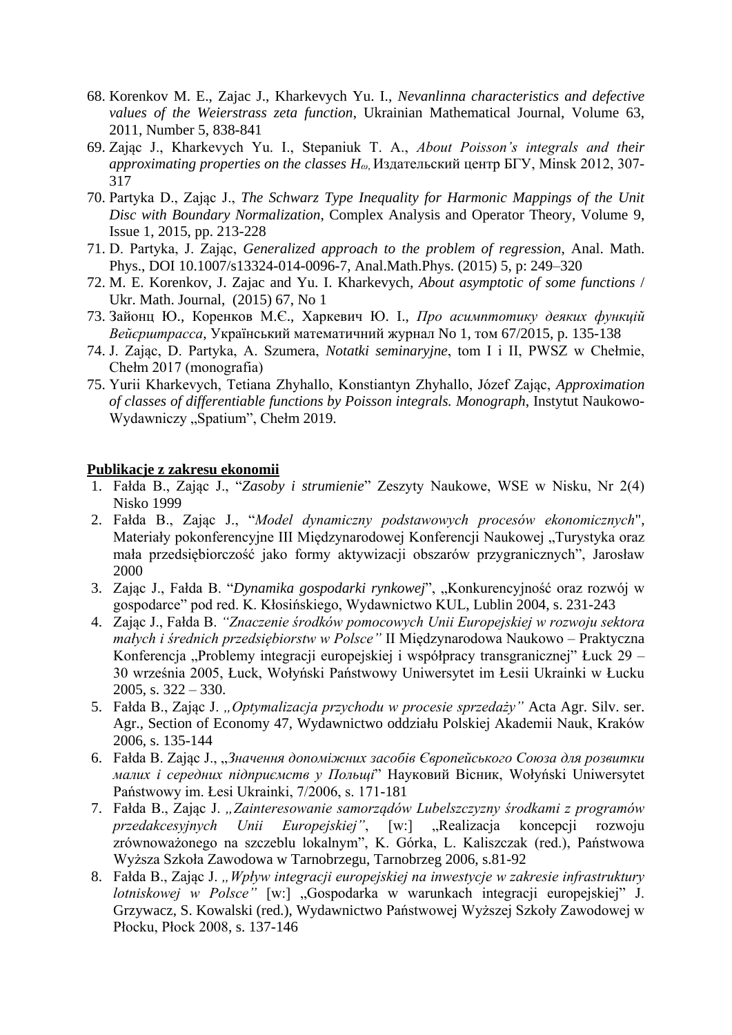68. Korenkov M. E., Zajac J., Kharkevych Yu. I., *Nevanlinna characteristics and defective values of the Weierstrass zeta function*, Ukrainian Mathematical Journal, Volume 63, 2011, Number 5, 838-841
69. Zając J., Kharkevych Yu. I., Stepaniuk T. A., *About Poisson's integrals and their approximating properties on the classes $H_\omega$,* Издательский центр БГУ, Minsk 2012, 307-317
70. Partyka D., Zając J., *The Schwarz Type Inequality for Harmonic Mappings of the Unit Disc with Boundary Normalization*, Complex Analysis and Operator Theory, Volume 9, Issue 1, 2015, pp. 213-228
71. D. Partyka, J. Zając, *Generalized approach to the problem of regression*, Anal. Math. Phys., DOI 10.1007/s13324-014-0096-7, Anal.Math.Phys. (2015) 5, p: 249–320
72. M. E. Korenkov, J. Zajac and Yu. I. Kharkevych, *About asymptotic of some functions* / Ukr. Math. Journal, (2015) 67, No 1
73. Зайонц Ю., Коренков М.Є., Харкевич Ю. І., *Про асимптотику деяких функцій Вейєрштрасса*, Український математичний журнал No 1, том 67/2015, p. 135-138
74. J. Zając, D. Partyka, A. Szumera, *Notatki seminaryjne*, tom I i II, PWSZ w Chełmie, Chełm 2017 (monografia)
75. Yurii Kharkevych, Tetiana Zhyhallo, Konstiantyn Zhyhallo, Józef Zając, *Approximation of classes of differentiable functions by Poisson integrals. Monograph,* Instytut Naukowo-Wydawniczy „Spatium", Chełm 2019.

**Publikacje z zakresu ekonomii**

1. Fałda B., Zając J., "*Zasoby i strumienie*" Zeszyty Naukowe, WSE w Nisku, Nr 2(4) Nisko 1999
2. Fałda B., Zając J., "*Model dynamiczny podstawowych procesów ekonomicznych*", Materiały pokonferencyjne III Międzynarodowej Konferencji Naukowej „Turystyka oraz mała przedsiębiorczość jako formy aktywizacji obszarów przygranicznych", Jarosław 2000
3. Zając J., Fałda B. "*Dynamika gospodarki rynkowej*", „Konkurencyjność oraz rozwój w gospodarce" pod red. K. Kłosińskiego, Wydawnictwo KUL, Lublin 2004, s. 231-243
4. Zając J., Fałda B. *"Znaczenie środków pomocowych Unii Europejskiej w rozwoju sektora małych i średnich przedsiębiorstw w Polsce"* II Międzynarodowa Naukowo – Praktyczna Konferencja „Problemy integracji europejskiej i współpracy transgranicznej" Łuck 29 – 30 września 2005, Łuck, Wołyński Państwowy Uniwersytet im Łesii Ukrainki w Łucku 2005, s. 322 – 330.
5. Fałda B., Zając J. *„Optymalizacja przychodu w procesie sprzedaży"* Acta Agr. Silv. ser. Agr., Section of Economy 47, Wydawnictwo oddziału Polskiej Akademii Nauk, Kraków 2006, s. 135-144
6. Fałda B. Zając J., „*Значення допоміжних засобів Європейського Союза для розвитки малих і середних підприємств у Польщі*" Науковий Вісник, Wołyński Uniwersytet Państwowy im. Łesi Ukrainki, 7/2006, s. 171-181
7. Fałda B., Zając J. *„Zainteresowanie samorządów Lubelszczyzny środkami z programów przedakcesyjnych Unii Europejskiej"*, [w:] „Realizacja koncepcji rozwoju zrównoważonego na szczeblu lokalnym", K. Górka, L. Kaliszczak (red.), Państwowa Wyższa Szkoła Zawodowa w Tarnobrzegu, Tarnobrzeg 2006, s.81-92
8. Fałda B., Zając J. *„Wpływ integracji europejskiej na inwestycje w zakresie infrastruktury lotniskowej w Polsce"* [w:] „Gospodarka w warunkach integracji europejskiej" J. Grzywacz, S. Kowalski (red.), Wydawnictwo Państwowej Wyższej Szkoły Zawodowej w Płocku, Płock 2008, s. 137-146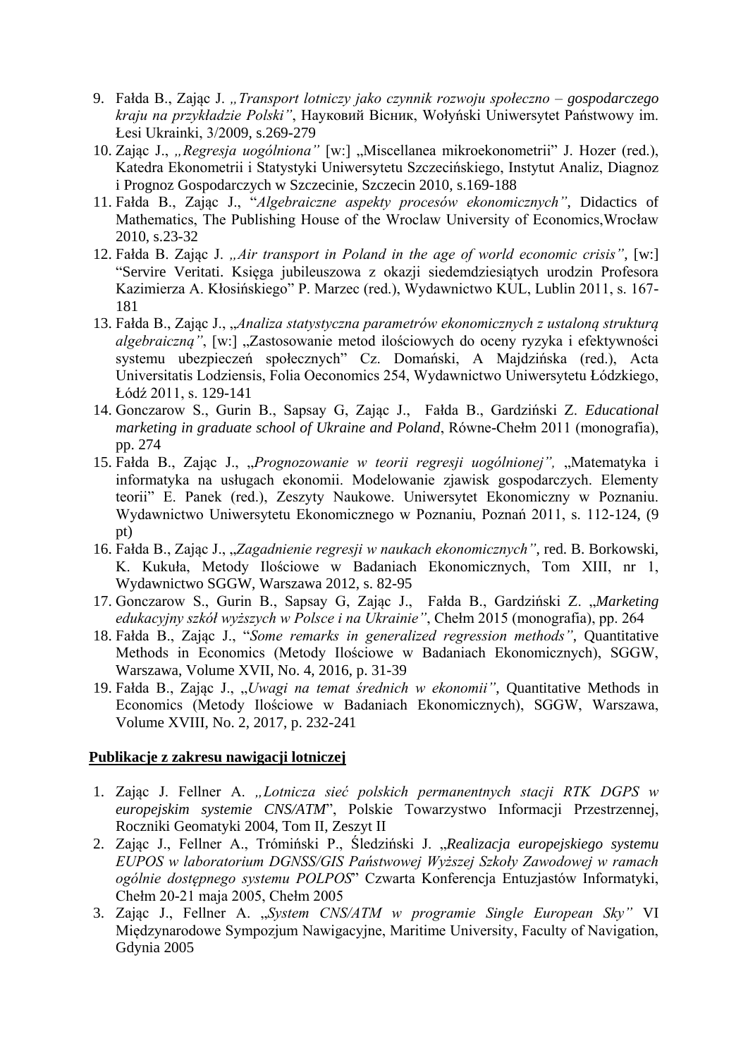9. Fałda B., Zając J. *„Transport lotniczy jako czynnik rozwoju społeczno – gospodarczego kraju na przykładzie Polski"*, Науковий Вісник, Wołyński Uniwersytet Państwowy im. Łesi Ukrainki, 3/2009, s.269-279
10. Zając J., *„Regresja uogólniona"* [w:] „Miscellanea mikroekonometrii" J. Hozer (red.), Katedra Ekonometrii i Statystyki Uniwersytetu Szczecińskiego, Instytut Analiz, Diagnoz i Prognoz Gospodarczych w Szczecinie, Szczecin 2010, s.169-188
11. Fałda B., Zając J., "*Algebraiczne aspekty procesów ekonomicznych"*, Didactics of Mathematics, The Publishing House of the Wroclaw University of Economics,Wrocław 2010, s.23-32
12. Fałda B. Zając J. *„Air transport in Poland in the age of world economic crisis"*, [w:] "Servire Veritati. Księga jubileuszowa z okazji siedemdziesiątych urodzin Profesora Kazimierza A. Kłosińskiego" P. Marzec (red.), Wydawnictwo KUL, Lublin 2011, s. 167-181
13. Fałda B., Zając J., „*Analiza statystyczna parametrów ekonomicznych z ustaloną strukturą algebraiczną"*, [w:] „Zastosowanie metod ilościowych do oceny ryzyka i efektywności systemu ubezpieczeń społecznych" Cz. Domański, A Majdzińska (red.), Acta Universitatis Lodziensis, Folia Oeconomics 254, Wydawnictwo Uniwersytetu Łódzkiego, Łódź 2011, s. 129-141
14. Gonczarow S., Gurin B., Sapsay G, Zając J., Fałda B., Gardziński Z. *Educational marketing in graduate school of Ukraine and Poland*, Równe-Chełm 2011 (monografia), pp. 274
15. Fałda B., Zając J., „*Prognozowanie w teorii regresji uogólnionej",* „Matematyka i informatyka na usługach ekonomii. Modelowanie zjawisk gospodarczych. Elementy teorii" E. Panek (red.), Zeszyty Naukowe. Uniwersytet Ekonomiczny w Poznaniu. Wydawnictwo Uniwersytetu Ekonomicznego w Poznaniu, Poznań 2011, s. 112-124, (9 pt)
16. Fałda B., Zając J., „*Zagadnienie regresji w naukach ekonomicznych",* red. B. Borkowski, K. Kukuła, Metody Ilościowe w Badaniach Ekonomicznych, Tom XIII, nr 1, Wydawnictwo SGGW, Warszawa 2012, s. 82-95
17. Gonczarow S., Gurin B., Sapsay G, Zając J., Fałda B., Gardziński Z. „*Marketing edukacyjny szkół wyższych w Polsce i na Ukrainie"*, Chełm 2015 (monografia), pp. 264
18. Fałda B., Zając J., "*Some remarks in generalized regression methods",* Quantitative Methods in Economics (Metody Ilościowe w Badaniach Ekonomicznych), SGGW, Warszawa, Volume XVII, No. 4, 2016, p. 31-39
19. Fałda B., Zając J., „*Uwagi na temat średnich w ekonomii",* Quantitative Methods in Economics (Metody Ilościowe w Badaniach Ekonomicznych), SGGW, Warszawa, Volume XVIII, No. 2, 2017, p. 232-241

**Publikacje z zakresu nawigacji lotniczej**

1. Zając J. Fellner A. *„Lotnicza sieć polskich permanentnych stacji RTK DGPS w europejskim systemie CNS/ATM*", Polskie Towarzystwo Informacji Przestrzennej, Roczniki Geomatyki 2004, Tom II, Zeszyt II
2. Zając J., Fellner A., Trómiński P., Śledziński J. „*Realizacja europejskiego systemu EUPOS w laboratorium DGNSS/GIS Państwowej Wyższej Szkoły Zawodowej w ramach ogólnie dostępnego systemu POLPOS*" Czwarta Konferencja Entuzjastów Informatyki, Chełm 20-21 maja 2005, Chełm 2005
3. Zając J., Fellner A. „*System CNS/ATM w programie Single European Sky"* VI Międzynarodowe Sympozjum Nawigacyjne, Maritime University, Faculty of Navigation, Gdynia 2005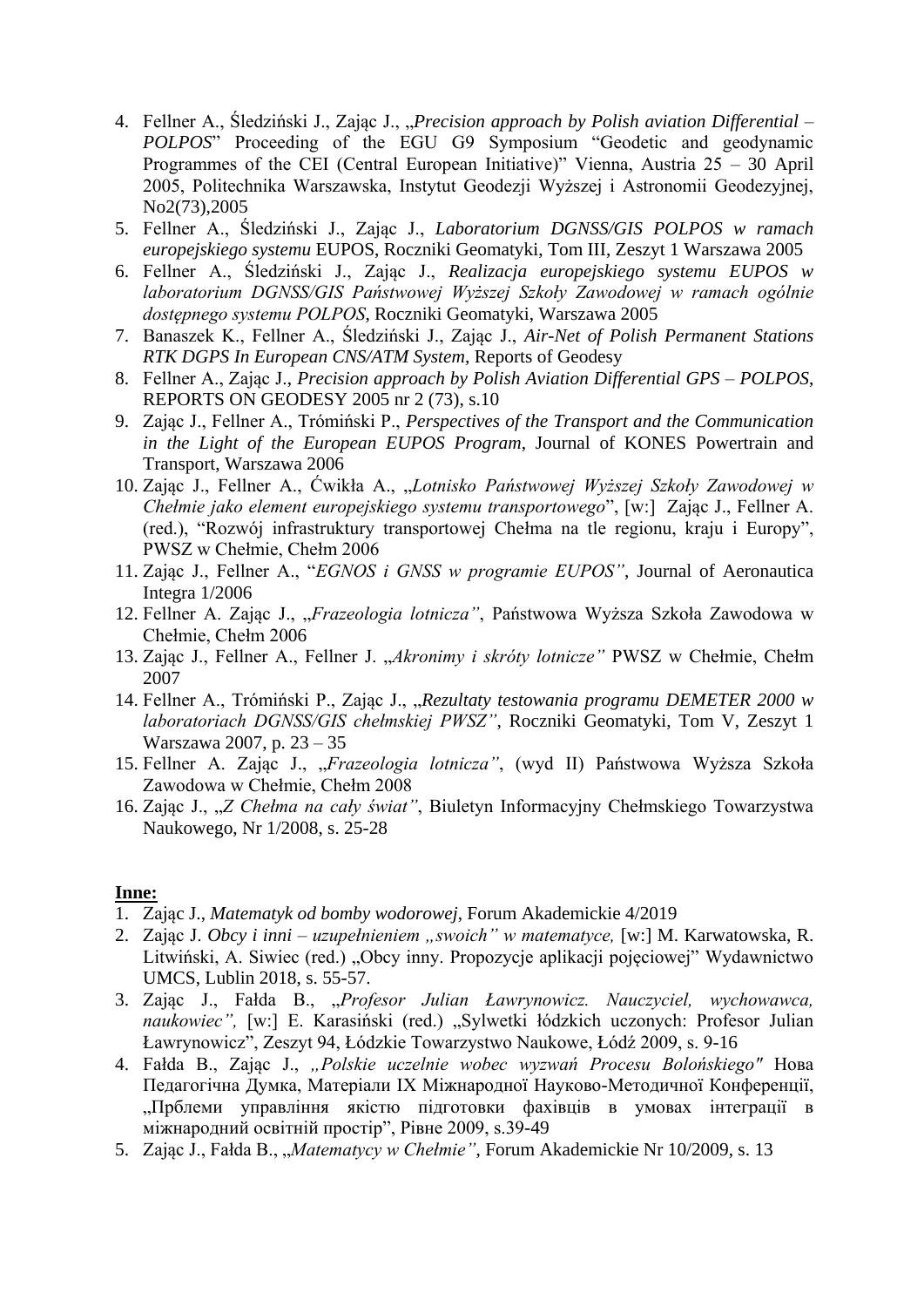4. Fellner A., Śledziński J., Zając J., „*Precision approach by Polish aviation Differential – POLPOS*" Proceeding of the EGU G9 Symposium "Geodetic and geodynamic Programmes of the CEI (Central European Initiative)" Vienna, Austria 25 – 30 April 2005, Politechnika Warszawska, Instytut Geodezji Wyższej i Astronomii Geodezyjnej, No2(73),2005
5. Fellner A., Śledziński J., Zając J., *Laboratorium DGNSS/GIS POLPOS w ramach europejskiego systemu* EUPOS, Roczniki Geomatyki, Tom III, Zeszyt 1 Warszawa 2005
6. Fellner A., Śledziński J., Zając J., *Realizacja europejskiego systemu EUPOS w laboratorium DGNSS/GIS Państwowej Wyższej Szkoły Zawodowej w ramach ogólnie dostępnego systemu POLPOS*, Roczniki Geomatyki, Warszawa 2005
7. Banaszek K., Fellner A., Śledziński J., Zając J., *Air-Net of Polish Permanent Stations RTK DGPS In European CNS/ATM System*, Reports of Geodesy
8. Fellner A., Zając J., *Precision approach by Polish Aviation Differential GPS – POLPOS*, REPORTS ON GEODESY 2005 nr 2 (73), s.10
9. Zając J., Fellner A., Trómiński P., *Perspectives of the Transport and the Communication in the Light of the European EUPOS Program*, Journal of KONES Powertrain and Transport, Warszawa 2006
10. Zając J., Fellner A., Ćwikła A., „*Lotnisko Państwowej Wyższej Szkoły Zawodowej w Chełmie jako element europejskiego systemu transportowego*", [w:] Zając J., Fellner A. (red.), "Rozwój infrastruktury transportowej Chełma na tle regionu, kraju i Europy", PWSZ w Chełmie, Chełm 2006
11. Zając J., Fellner A., "*EGNOS i GNSS w programie EUPOS"*, Journal of Aeronautica Integra 1/2006
12. Fellner A. Zając J., „*Frazeologia lotnicza"*, Państwowa Wyższa Szkoła Zawodowa w Chełmie, Chełm 2006
13. Zając J., Fellner A., Fellner J. „*Akronimy i skróty lotnicze"* PWSZ w Chełmie, Chełm 2007
14. Fellner A., Trómiński P., Zając J., „*Rezultaty testowania programu DEMETER 2000 w laboratoriach DGNSS/GIS chełmskiej PWSZ"*, Roczniki Geomatyki, Tom V, Zeszyt 1 Warszawa 2007, p. 23 – 35
15. Fellner A. Zając J., „*Frazeologia lotnicza"*, (wyd II) Państwowa Wyższa Szkoła Zawodowa w Chełmie, Chełm 2008
16. Zając J., „*Z Chełma na cały świat"*, Biuletyn Informacyjny Chełmskiego Towarzystwa Naukowego, Nr 1/2008, s. 25-28

**Inne:**

1. Zając J., *Matematyk od bomby wodorowej*, Forum Akademickie 4/2019
2. Zając J. *Obcy i inni – uzupełnieniem „swoich" w matematyce,* [w:] M. Karwatowska, R. Litwiński, A. Siwiec (red.) „Obcy inny. Propozycje aplikacji pojęciowej" Wydawnictwo UMCS, Lublin 2018, s. 55-57.
3. Zając J., Fałda B., „*Profesor Julian Ławrynowicz. Nauczyciel, wychowawca, naukowiec",* [w:] E. Karasiński (red.) „Sylwetki łódzkich uczonych: Profesor Julian Ławrynowicz", Zeszyt 94, Łódzkie Towarzystwo Naukowe, Łódź 2009, s. 9-16
4. Fałda B., Zając J., *„Polskie uczelnie wobec wyzwań Procesu Bolońskiego"* Нова Педагогічна Думка, Матеріали IX Міжнародної Науково-Методичної Конференції, „Прблеми управління якістю підготовки фахівців в умовах інтеграції в міжнародний освітній простір", Рівне 2009, s.39-49
5. Zając J., Fałda B., „*Matematycy w Chełmie"*, Forum Akademickie Nr 10/2009, s. 13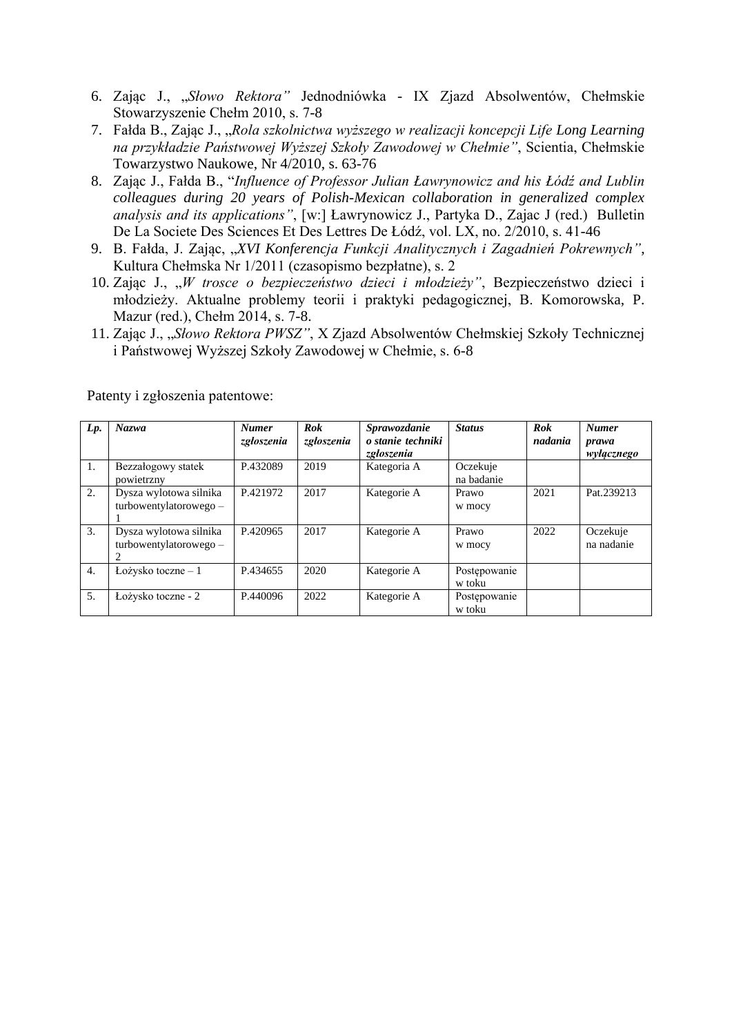6. Zając J., „*Słowo Rektora”* Jednodniówka - IX Zjazd Absolwentów, Chełmskie Stowarzyszenie Chełm 2010, s. 7-8
7. Fałda B., Zając J., „*Rola szkolnictwa wyższego w realizacji koncepcji Life Long Learning na przykładzie Państwowej Wyższej Szkoły Zawodowej w Chełmie”*, Scientia, Chełmskie Towarzystwo Naukowe, Nr 4/2010, s. 63-76
8. Zając J., Fałda B., "*Influence of Professor Julian Ławrynowicz and his Łódź and Lublin colleagues during 20 years of Polish-Mexican collaboration in generalized complex analysis and its applications"*, [w:] Ławrynowicz J., Partyka D., Zajac J (red.) Bulletin De La Societe Des Sciences Et Des Lettres De Łódź, vol. LX, no. 2/2010, s. 41-46
9. B. Fałda, J. Zając, „*XVI Konferencja Funkcji Analitycznych i Zagadnień Pokrewnych"*, Kultura Chełmska Nr 1/2011 (czasopismo bezpłatne), s. 2
10. Zając J., „*W trosce o bezpieczeństwo dzieci i młodzieży"*, Bezpieczeństwo dzieci i młodzieży. Aktualne problemy teorii i praktyki pedagogicznej, B. Komorowska, P. Mazur (red.), Chełm 2014, s. 7-8.
11. Zając J., „*Słowo Rektora PWSZ"*, X Zjazd Absolwentów Chełmskiej Szkoły Technicznej i Państwowej Wyższej Szkoły Zawodowej w Chełmie, s. 6-8

Patenty i zgłoszenia patentowe:

| *Lp.* | *Nazwa* | *Numer zgłoszenia* | *Rok zgłoszenia* | *Sprawozdanie o stanie techniki zgłoszenia* | *Status* | *Rok nadania* | *Numer prawa wyłącznego* |
|---|---|---|---|---|---|---|---|
| 1. | Bezzałogowy statek powietrzny | P.432089 | 2019 | Kategoria A | Oczekuje na badanie | | |
| 2. | Dysza wylotowa silnika turbowentylatorowego – 1 | P.421972 | 2017 | Kategorie A | Prawo w mocy | 2021 | Pat.239213 |
| 3. | Dysza wylotowa silnika turbowentylatorowego – 2 | P.420965 | 2017 | Kategorie A | Prawo w mocy | 2022 | Oczekuje na nadanie |
| 4. | Łożysko toczne – 1 | P.434655 | 2020 | Kategorie A | Postępowanie w toku | | |
| 5. | Łożysko toczne - 2 | P.440096 | 2022 | Kategorie A | Postępowanie w toku | | |